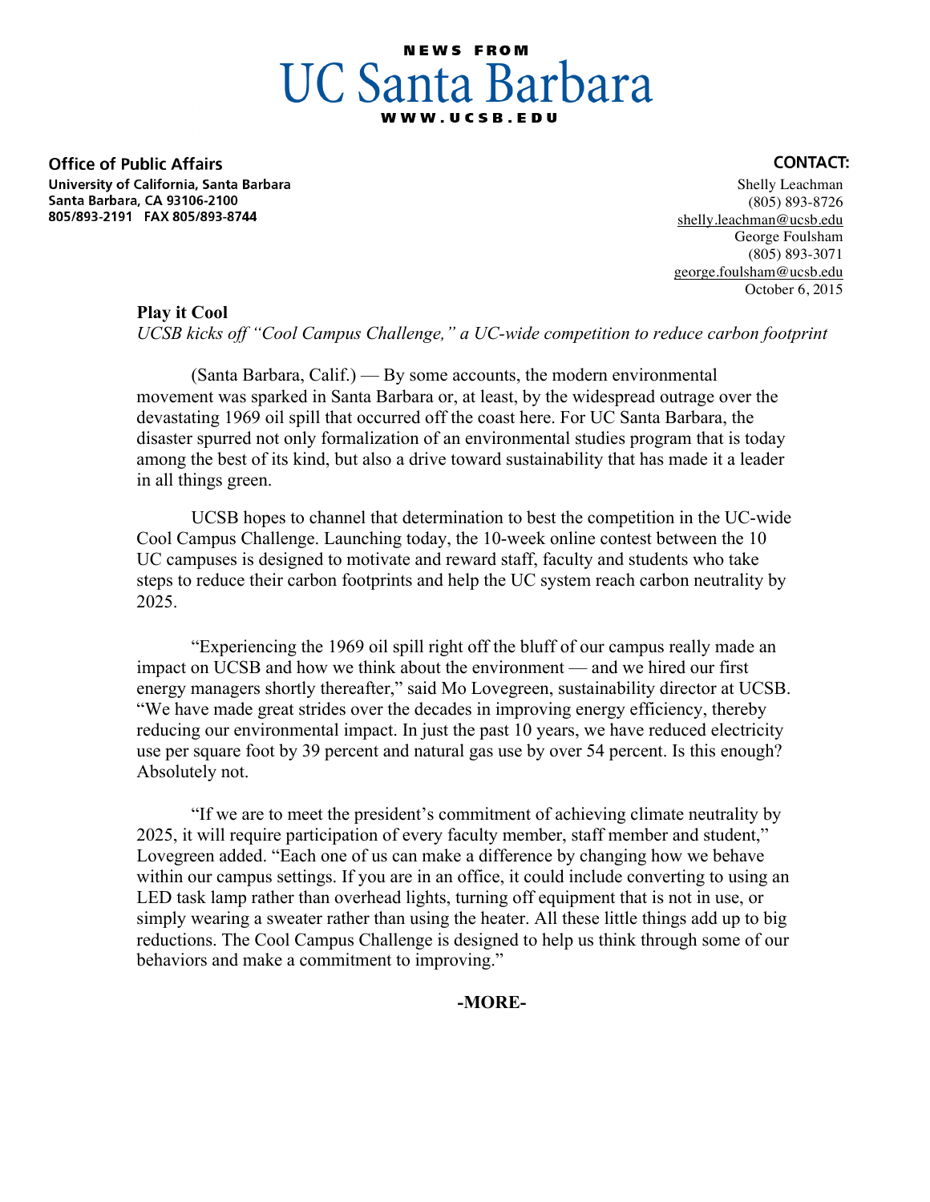NEWS FROM

# UC Santa Barbara

WWW.UCSB.EDU

**Office of Public Affairs**
**University of California, Santa Barbara**
**Santa Barbara, CA 93106-2100**
**805/893-2191 FAX 805/893-8744**

**CONTACT:**
Shelly Leachman
(805) 893-8726
shelly.leachman@ucsb.edu
George Foulsham
(805) 893-3071
george.foulsham@ucsb.edu
October 6, 2015

**Play it Cool**

*UCSB kicks off "Cool Campus Challenge," a UC-wide competition to reduce carbon footprint*

(Santa Barbara, Calif.) — By some accounts, the modern environmental movement was sparked in Santa Barbara or, at least, by the widespread outrage over the devastating 1969 oil spill that occurred off the coast here. For UC Santa Barbara, the disaster spurred not only formalization of an environmental studies program that is today among the best of its kind, but also a drive toward sustainability that has made it a leader in all things green.

UCSB hopes to channel that determination to best the competition in the UC-wide Cool Campus Challenge. Launching today, the 10-week online contest between the 10 UC campuses is designed to motivate and reward staff, faculty and students who take steps to reduce their carbon footprints and help the UC system reach carbon neutrality by 2025.

"Experiencing the 1969 oil spill right off the bluff of our campus really made an impact on UCSB and how we think about the environment — and we hired our first energy managers shortly thereafter," said Mo Lovegreen, sustainability director at UCSB. "We have made great strides over the decades in improving energy efficiency, thereby reducing our environmental impact. In just the past 10 years, we have reduced electricity use per square foot by 39 percent and natural gas use by over 54 percent. Is this enough? Absolutely not.

"If we are to meet the president's commitment of achieving climate neutrality by 2025, it will require participation of every faculty member, staff member and student," Lovegreen added. "Each one of us can make a difference by changing how we behave within our campus settings. If you are in an office, it could include converting to using an LED task lamp rather than overhead lights, turning off equipment that is not in use, or simply wearing a sweater rather than using the heater. All these little things add up to big reductions. The Cool Campus Challenge is designed to help us think through some of our behaviors and make a commitment to improving."

**-MORE-**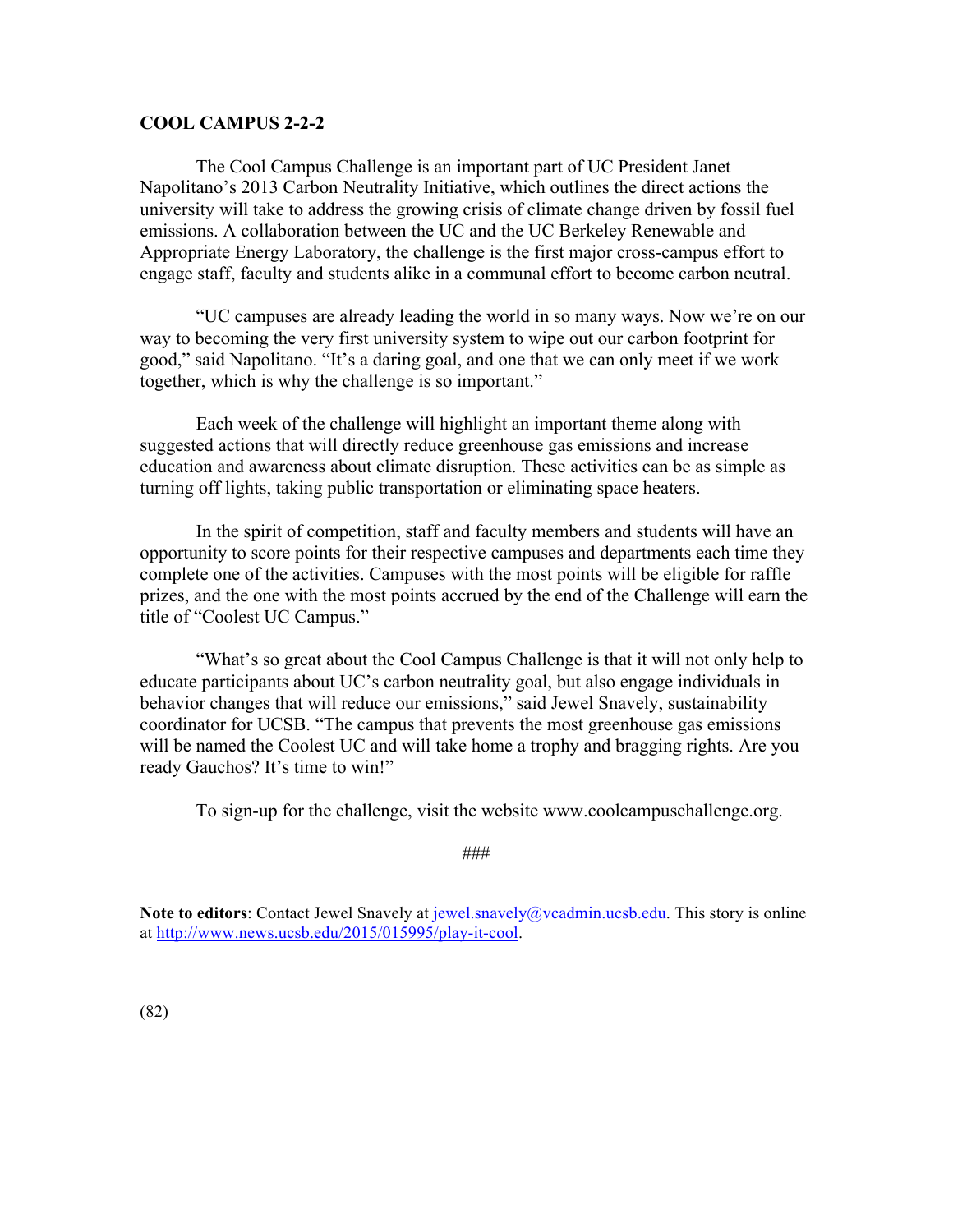**COOL CAMPUS 2-2-2**

The Cool Campus Challenge is an important part of UC President Janet Napolitano's 2013 Carbon Neutrality Initiative, which outlines the direct actions the university will take to address the growing crisis of climate change driven by fossil fuel emissions. A collaboration between the UC and the UC Berkeley Renewable and Appropriate Energy Laboratory, the challenge is the first major cross-campus effort to engage staff, faculty and students alike in a communal effort to become carbon neutral.

"UC campuses are already leading the world in so many ways. Now we're on our way to becoming the very first university system to wipe out our carbon footprint for good," said Napolitano. "It's a daring goal, and one that we can only meet if we work together, which is why the challenge is so important."

Each week of the challenge will highlight an important theme along with suggested actions that will directly reduce greenhouse gas emissions and increase education and awareness about climate disruption. These activities can be as simple as turning off lights, taking public transportation or eliminating space heaters.

In the spirit of competition, staff and faculty members and students will have an opportunity to score points for their respective campuses and departments each time they complete one of the activities. Campuses with the most points will be eligible for raffle prizes, and the one with the most points accrued by the end of the Challenge will earn the title of "Coolest UC Campus."

"What's so great about the Cool Campus Challenge is that it will not only help to educate participants about UC's carbon neutrality goal, but also engage individuals in behavior changes that will reduce our emissions," said Jewel Snavely, sustainability coordinator for UCSB. "The campus that prevents the most greenhouse gas emissions will be named the Coolest UC and will take home a trophy and bragging rights. Are you ready Gauchos? It's time to win!"

To sign-up for the challenge, visit the website www.coolcampuschallenge.org.

###

**Note to editors**: Contact Jewel Snavely at jewel.snavely@vcadmin.ucsb.edu. This story is online at http://www.news.ucsb.edu/2015/015995/play-it-cool.

(82)